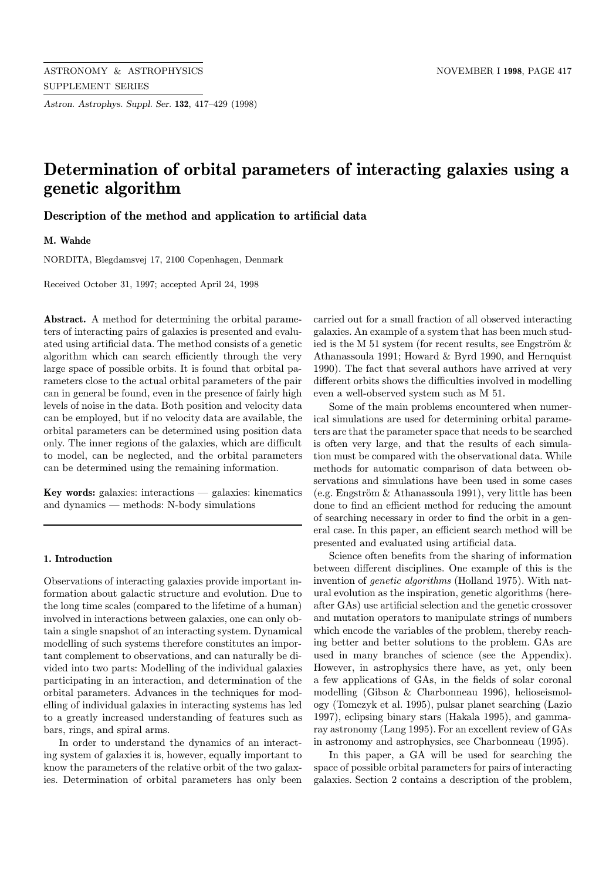# Determination of orbital parameters of interacting galaxies using a genetic algorithm

## Description of the method and application to artificial data

**M. Wahde**

NORDITA, Blegdamsvej 17, 2100 Copenhagen, Denmark

Received October 31, 1997; accepted April 24, 1998

**Abstract.** A method for determining the orbital parameters of interacting pairs of galaxies is presented and evaluated using artificial data. The method consists of a genetic algorithm which can search efficiently through the very large space of possible orbits. It is found that orbital parameters close to the actual orbital parameters of the pair can in general be found, even in the presence of fairly high levels of noise in the data. Both position and velocity data can be employed, but if no velocity data are available, the orbital parameters can be determined using position data only. The inner regions of the galaxies, which are difficult to model, can be neglected, and the orbital parameters can be determined using the remaining information.

**Key words:** galaxies: interactions — galaxies: kinematics and dynamics — methods: N-body simulations

### 1. Introduction

Observations of interacting galaxies provide important information about galactic structure and evolution. Due to the long time scales (compared to the lifetime of a human) involved in interactions between galaxies, one can only obtain a single snapshot of an interacting system. Dynamical modelling of such systems therefore constitutes an important complement to observations, and can naturally be divided into two parts: Modelling of the individual galaxies participating in an interaction, and determination of the orbital parameters. Advances in the techniques for modelling of individual galaxies in interacting systems has led to a greatly increased understanding of features such as bars, rings, and spiral arms.

In order to understand the dynamics of an interacting system of galaxies it is, however, equally important to know the parameters of the relative orbit of the two galaxies. Determination of orbital parameters has only been carried out for a small fraction of all observed interacting galaxies. An example of a system that has been much studied is the M 51 system (for recent results, see Engström & Athanassoula 1991; Howard & Byrd 1990, and Hernquist 1990). The fact that several authors have arrived at very different orbits shows the difficulties involved in modelling even a well-observed system such as M 51.

Some of the main problems encountered when numerical simulations are used for determining orbital parameters are that the parameter space that needs to be searched is often very large, and that the results of each simulation must be compared with the observational data. While methods for automatic comparison of data between observations and simulations have been used in some cases (e.g. Engström & Athanassoula 1991), very little has been done to find an efficient method for reducing the amount of searching necessary in order to find the orbit in a general case. In this paper, an efficient search method will be presented and evaluated using artificial data.

Science often benefits from the sharing of information between different disciplines. One example of this is the invention of *genetic algorithms* (Holland 1975). With natural evolution as the inspiration, genetic algorithms (hereafter GAs) use artificial selection and the genetic crossover and mutation operators to manipulate strings of numbers which encode the variables of the problem, thereby reaching better and better solutions to the problem. GAs are used in many branches of science (see the Appendix). However, in astrophysics there have, as yet, only been a few applications of GAs, in the fields of solar coronal modelling (Gibson & Charbonneau 1996), helioseismology (Tomczyk et al. 1995), pulsar planet searching (Lazio 1997), eclipsing binary stars (Hakala 1995), and gamma-ray astronomy (Lang 1995). For an excellent review of GAs in astronomy and astrophysics, see Charbonneau (1995).

In this paper, a GA will be used for searching the space of possible orbital parameters for pairs of interacting galaxies. Section 2 contains a description of the problem,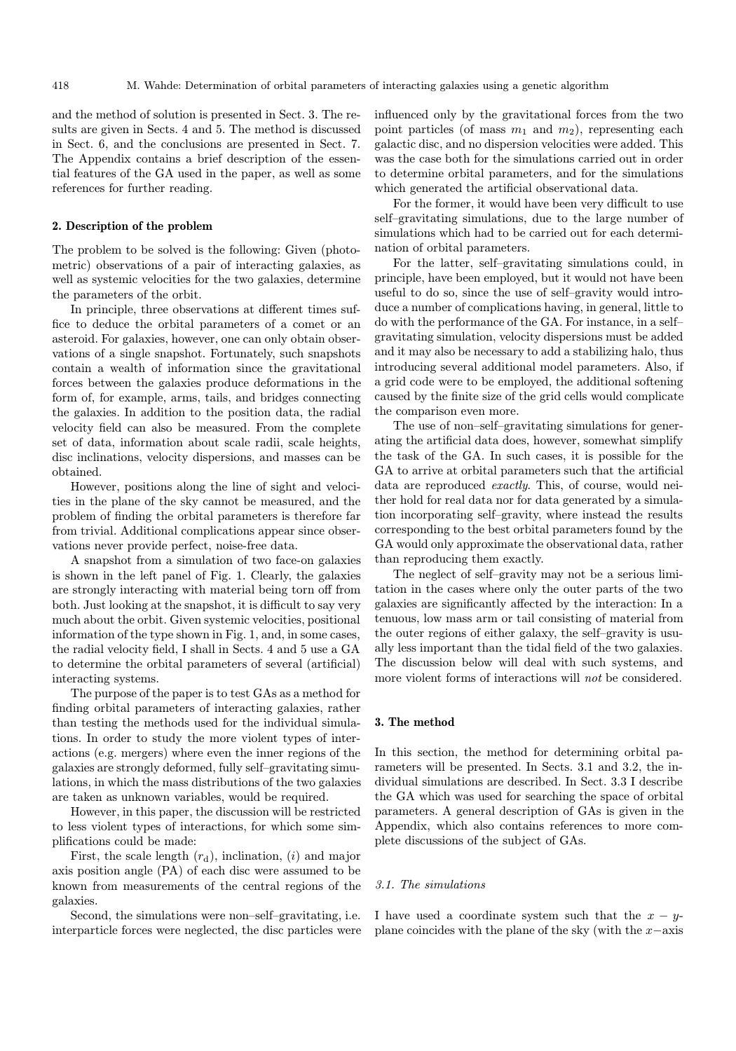and the method of solution is presented in Sect. 3. The results are given in Sects. 4 and 5. The method is discussed in Sect. 6, and the conclusions are presented in Sect. 7. The Appendix contains a brief description of the essential features of the GA used in the paper, as well as some references for further reading.

## 2. Description of the problem

The problem to be solved is the following: Given (photometric) observations of a pair of interacting galaxies, as well as systemic velocities for the two galaxies, determine the parameters of the orbit.

In principle, three observations at different times suffice to deduce the orbital parameters of a comet or an asteroid. For galaxies, however, one can only obtain observations of a single snapshot. Fortunately, such snapshots contain a wealth of information since the gravitational forces between the galaxies produce deformations in the form of, for example, arms, tails, and bridges connecting the galaxies. In addition to the position data, the radial velocity field can also be measured. From the complete set of data, information about scale radii, scale heights, disc inclinations, velocity dispersions, and masses can be obtained.

However, positions along the line of sight and velocities in the plane of the sky cannot be measured, and the problem of finding the orbital parameters is therefore far from trivial. Additional complications appear since observations never provide perfect, noise-free data.

A snapshot from a simulation of two face-on galaxies is shown in the left panel of Fig. 1. Clearly, the galaxies are strongly interacting with material being torn off from both. Just looking at the snapshot, it is difficult to say very much about the orbit. Given systemic velocities, positional information of the type shown in Fig. 1, and, in some cases, the radial velocity field, I shall in Sects. 4 and 5 use a GA to determine the orbital parameters of several (artificial) interacting systems.

The purpose of the paper is to test GAs as a method for finding orbital parameters of interacting galaxies, rather than testing the methods used for the individual simulations. In order to study the more violent types of interactions (e.g. mergers) where even the inner regions of the galaxies are strongly deformed, fully self–gravitating simulations, in which the mass distributions of the two galaxies are taken as unknown variables, would be required.

However, in this paper, the discussion will be restricted to less violent types of interactions, for which some simplifications could be made:

First, the scale length ($r_{\rm d}$), inclination, ($i$) and major axis position angle (PA) of each disc were assumed to be known from measurements of the central regions of the galaxies.

Second, the simulations were non–self–gravitating, i.e. interparticle forces were neglected, the disc particles were influenced only by the gravitational forces from the two point particles (of mass $m_1$ and $m_2$), representing each galactic disc, and no dispersion velocities were added. This was the case both for the simulations carried out in order to determine orbital parameters, and for the simulations which generated the artificial observational data.

For the former, it would have been very difficult to use self–gravitating simulations, due to the large number of simulations which had to be carried out for each determination of orbital parameters.

For the latter, self–gravitating simulations could, in principle, have been employed, but it would not have been useful to do so, since the use of self–gravity would introduce a number of complications having, in general, little to do with the performance of the GA. For instance, in a self–gravitating simulation, velocity dispersions must be added and it may also be necessary to add a stabilizing halo, thus introducing several additional model parameters. Also, if a grid code were to be employed, the additional softening caused by the finite size of the grid cells would complicate the comparison even more.

The use of non–self–gravitating simulations for generating the artificial data does, however, somewhat simplify the task of the GA. In such cases, it is possible for the GA to arrive at orbital parameters such that the artificial data are reproduced *exactly*. This, of course, would neither hold for real data nor for data generated by a simulation incorporating self–gravity, where instead the results corresponding to the best orbital parameters found by the GA would only approximate the observational data, rather than reproducing them exactly.

The neglect of self–gravity may not be a serious limitation in the cases where only the outer parts of the two galaxies are significantly affected by the interaction: In a tenuous, low mass arm or tail consisting of material from the outer regions of either galaxy, the self–gravity is usually less important than the tidal field of the two galaxies. The discussion below will deal with such systems, and more violent forms of interactions will *not* be considered.

## 3. The method

In this section, the method for determining orbital parameters will be presented. In Sects. 3.1 and 3.2, the individual simulations are described. In Sect. 3.3 I describe the GA which was used for searching the space of orbital parameters. A general description of GAs is given in the Appendix, which also contains references to more complete discussions of the subject of GAs.

### *3.1. The simulations*

I have used a coordinate system such that the $x-y$-plane coincides with the plane of the sky (with the $x-$axis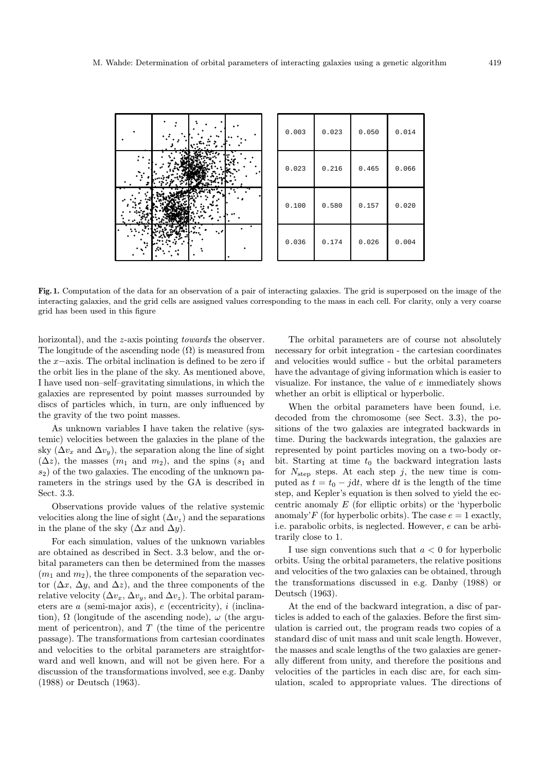| 0.003 | 0.023 | 0.050 | 0.014 |
|---|---|---|---|
| 0.023 | 0.216 | 0.465 | 0.066 |
| 0.100 | 0.580 | 0.157 | 0.020 |
| 0.036 | 0.174 | 0.026 | 0.004 |

**Fig. 1.** Computation of the data for an observation of a pair of interacting galaxies. The grid is superposed on the image of the interacting galaxies, and the grid cells are assigned values corresponding to the mass in each cell. For clarity, only a very coarse grid has been used in this figure

horizontal), and the $z$-axis pointing *towards* the observer. The longitude of the ascending node ($\Omega$) is measured from the $x-$axis. The orbital inclination is defined to be zero if the orbit lies in the plane of the sky. As mentioned above, I have used non–self–gravitating simulations, in which the galaxies are represented by point masses surrounded by discs of particles which, in turn, are only influenced by the gravity of the two point masses.

As unknown variables I have taken the relative (systemic) velocities between the galaxies in the plane of the sky ($\Delta v_x$ and $\Delta v_y$), the separation along the line of sight ($\Delta z$), the masses ($m_1$ and $m_2$), and the spins ($s_1$ and $s_2$) of the two galaxies. The encoding of the unknown parameters in the strings used by the GA is described in Sect. 3.3.

Observations provide values of the relative systemic velocities along the line of sight ($\Delta v_z$) and the separations in the plane of the sky ($\Delta x$ and $\Delta y$).

For each simulation, values of the unknown variables are obtained as described in Sect. 3.3 below, and the orbital parameters can then be determined from the masses ($m_1$ and $m_2$), the three components of the separation vector ($\Delta x$, $\Delta y$, and $\Delta z$), and the three components of the relative velocity ($\Delta v_x$, $\Delta v_y$, and $\Delta v_z$). The orbital parameters are $a$ (semi-major axis), $e$ (eccentricity), $i$ (inclination), $\Omega$ (longitude of the ascending node), $\omega$ (the argument of pericentron), and $T$ (the time of the pericentre passage). The transformations from cartesian coordinates and velocities to the orbital parameters are straightforward and well known, and will not be given here. For a discussion of the transformations involved, see e.g. Danby (1988) or Deutsch (1963).

The orbital parameters are of course not absolutely necessary for orbit integration - the cartesian coordinates and velocities would suffice - but the orbital parameters have the advantage of giving information which is easier to visualize. For instance, the value of $e$ immediately shows whether an orbit is elliptical or hyperbolic.

When the orbital parameters have been found, i.e. decoded from the chromosome (see Sect. 3.3), the positions of the two galaxies are integrated backwards in time. During the backwards integration, the galaxies are represented by point particles moving on a two-body orbit. Starting at time $t_0$ the backward integration lasts for $N_{\text{step}}$ steps. At each step $j$, the new time is computed as $t = t_0 - j\text{d}t$, where $\text{d}t$ is the length of the time step, and Kepler's equation is then solved to yield the eccentric anomaly $E$ (for elliptic orbits) or the 'hyperbolic anomaly' $F$ (for hyperbolic orbits). The case $e = 1$ exactly, i.e. parabolic orbits, is neglected. However, $e$ can be arbitrarily close to 1.

I use sign conventions such that $a < 0$ for hyperbolic orbits. Using the orbital parameters, the relative positions and velocities of the two galaxies can be obtained, through the transformations discussed in e.g. Danby (1988) or Deutsch (1963).

At the end of the backward integration, a disc of particles is added to each of the galaxies. Before the first simulation is carried out, the program reads two copies of a standard disc of unit mass and unit scale length. However, the masses and scale lengths of the two galaxies are generally different from unity, and therefore the positions and velocities of the particles in each disc are, for each simulation, scaled to appropriate values. The directions of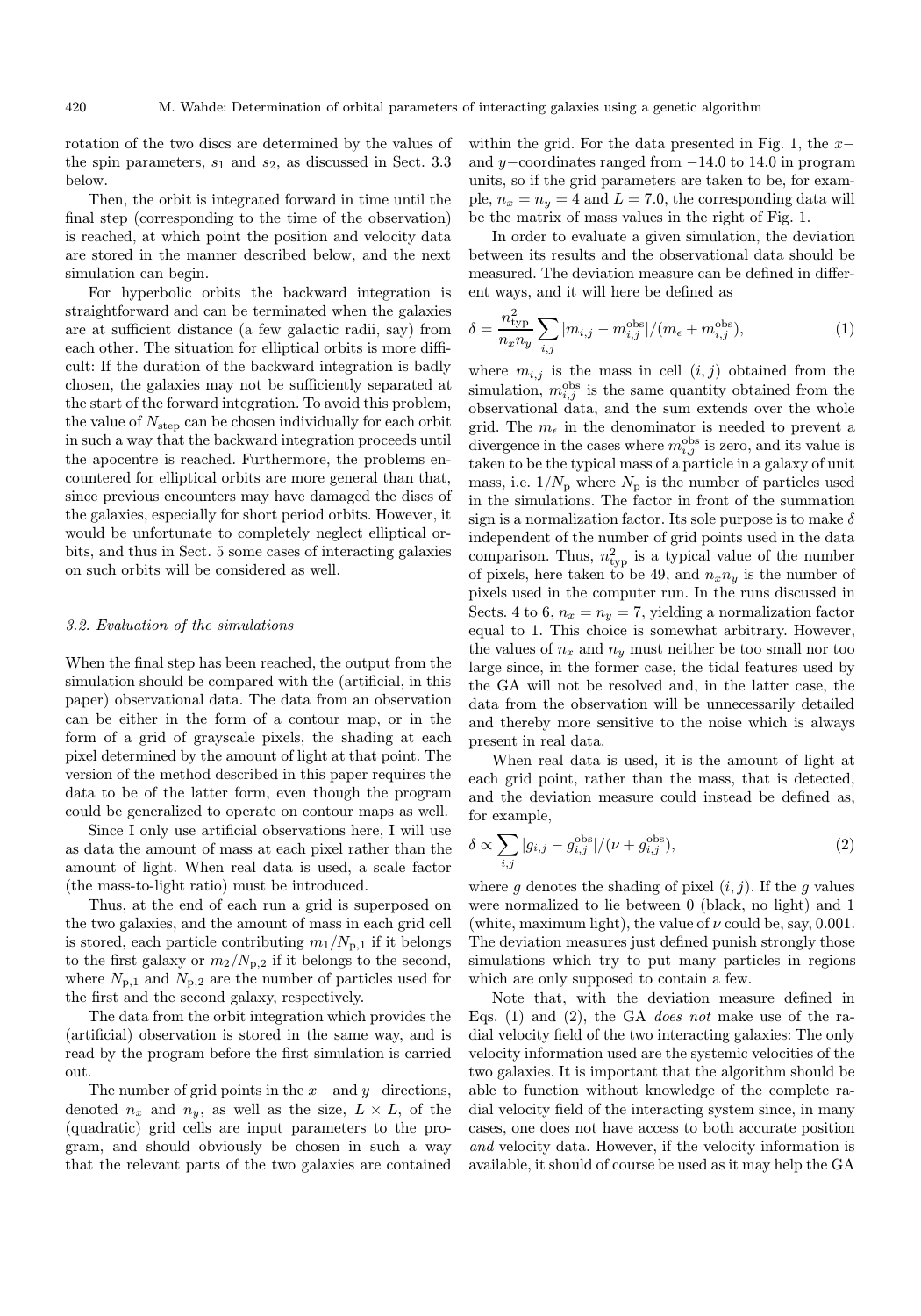rotation of the two discs are determined by the values of the spin parameters, $s_1$ and $s_2$, as discussed in Sect. 3.3 below.

Then, the orbit is integrated forward in time until the final step (corresponding to the time of the observation) is reached, at which point the position and velocity data are stored in the manner described below, and the next simulation can begin.

For hyperbolic orbits the backward integration is straightforward and can be terminated when the galaxies are at sufficient distance (a few galactic radii, say) from each other. The situation for elliptical orbits is more difficult: If the duration of the backward integration is badly chosen, the galaxies may not be sufficiently separated at the start of the forward integration. To avoid this problem, the value of $N_{\rm step}$ can be chosen individually for each orbit in such a way that the backward integration proceeds until the apocentre is reached. Furthermore, the problems encountered for elliptical orbits are more general than that, since previous encounters may have damaged the discs of the galaxies, especially for short period orbits. However, it would be unfortunate to completely neglect elliptical orbits, and thus in Sect. 5 some cases of interacting galaxies on such orbits will be considered as well.

### *3.2. Evaluation of the simulations*

When the final step has been reached, the output from the simulation should be compared with the (artificial, in this paper) observational data. The data from an observation can be either in the form of a contour map, or in the form of a grid of grayscale pixels, the shading at each pixel determined by the amount of light at that point. The version of the method described in this paper requires the data to be of the latter form, even though the program could be generalized to operate on contour maps as well.

Since I only use artificial observations here, I will use as data the amount of mass at each pixel rather than the amount of light. When real data is used, a scale factor (the mass-to-light ratio) must be introduced.

Thus, at the end of each run a grid is superposed on the two galaxies, and the amount of mass in each grid cell is stored, each particle contributing $m_1/N_{\rm p,1}$ if it belongs to the first galaxy or $m_2/N_{\rm p,2}$ if it belongs to the second, where $N_{\rm p,1}$ and $N_{\rm p,2}$ are the number of particles used for the first and the second galaxy, respectively.

The data from the orbit integration which provides the (artificial) observation is stored in the same way, and is read by the program before the first simulation is carried out.

The number of grid points in the $x-$ and $y-$directions, denoted $n_x$ and $n_y$, as well as the size, $L \times L$, of the (quadratic) grid cells are input parameters to the program, and should obviously be chosen in such a way that the relevant parts of the two galaxies are contained within the grid. For the data presented in Fig. 1, the $x-$ and $y-$coordinates ranged from $-14.0$ to $14.0$ in program units, so if the grid parameters are taken to be, for example, $n_x = n_y = 4$ and $L = 7.0$, the corresponding data will be the matrix of mass values in the right of Fig. 1.

In order to evaluate a given simulation, the deviation between its results and the observational data should be measured. The deviation measure can be defined in different ways, and it will here be defined as

$$\delta = \frac{n_{\rm typ}^2}{n_x n_y} \sum_{i,j} |m_{i,j} - m_{i,j}^{\rm obs}|/(m_\epsilon + m_{i,j}^{\rm obs}), \qquad (1)$$

where $m_{i,j}$ is the mass in cell $(i,j)$ obtained from the simulation, $m_{i,j}^{\rm obs}$ is the same quantity obtained from the observational data, and the sum extends over the whole grid. The $m_\epsilon$ in the denominator is needed to prevent a divergence in the cases where $m_{i,j}^{\rm obs}$ is zero, and its value is taken to be the typical mass of a particle in a galaxy of unit mass, i.e. $1/N_{\rm p}$ where $N_{\rm p}$ is the number of particles used in the simulations. The factor in front of the summation sign is a normalization factor. Its sole purpose is to make $\delta$ independent of the number of grid points used in the data comparison. Thus, $n_{\rm typ}^2$ is a typical value of the number of pixels, here taken to be 49, and $n_x n_y$ is the number of pixels used in the computer run. In the runs discussed in Sects. 4 to 6, $n_x = n_y = 7$, yielding a normalization factor equal to 1. This choice is somewhat arbitrary. However, the values of $n_x$ and $n_y$ must neither be too small nor too large since, in the former case, the tidal features used by the GA will not be resolved and, in the latter case, the data from the observation will be unnecessarily detailed and thereby more sensitive to the noise which is always present in real data.

When real data is used, it is the amount of light at each grid point, rather than the mass, that is detected, and the deviation measure could instead be defined as, for example,

$$\delta \propto \sum_{i,j} |g_{i,j} - g_{i,j}^{\rm obs}|/(\nu + g_{i,j}^{\rm obs}), \qquad (2)$$

where $g$ denotes the shading of pixel $(i,j)$. If the $g$ values were normalized to lie between 0 (black, no light) and 1 (white, maximum light), the value of $\nu$ could be, say, 0.001. The deviation measures just defined punish strongly those simulations which try to put many particles in regions which are only supposed to contain a few.

Note that, with the deviation measure defined in Eqs. (1) and (2), the GA *does not* make use of the radial velocity field of the two interacting galaxies: The only velocity information used are the systemic velocities of the two galaxies. It is important that the algorithm should be able to function without knowledge of the complete radial velocity field of the interacting system since, in many cases, one does not have access to both accurate position *and* velocity data. However, if the velocity information is available, it should of course be used as it may help the GA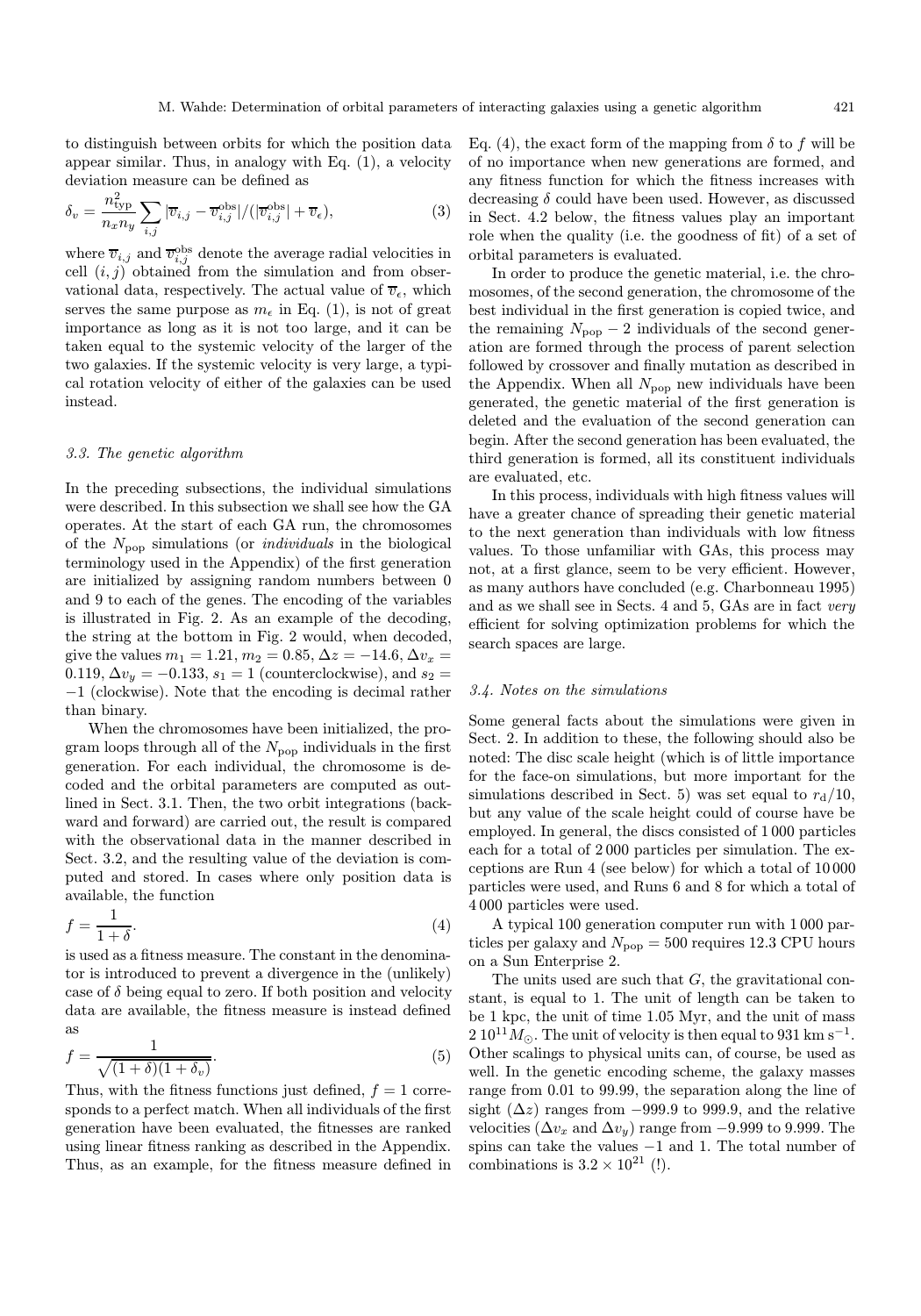to distinguish between orbits for which the position data appear similar. Thus, in analogy with Eq. (1), a velocity deviation measure can be defined as

$$\delta_v = \frac{n_{\rm typ}^2}{n_x n_y} \sum_{i,j} |\overline{v}_{i,j} - \overline{v}_{i,j}^{\rm obs}| / (|\overline{v}_{i,j}^{\rm obs}| + \overline{v}_\epsilon), \tag{3}$$

where $\overline{v}_{i,j}$ and $\overline{v}_{i,j}^{\rm obs}$ denote the average radial velocities in cell $(i,j)$ obtained from the simulation and from observational data, respectively. The actual value of $\overline{v}_\epsilon$, which serves the same purpose as $m_\epsilon$ in Eq. (1), is not of great importance as long as it is not too large, and it can be taken equal to the systemic velocity of the larger of the two galaxies. If the systemic velocity is very large, a typical rotation velocity of either of the galaxies can be used instead.

### 3.3. The genetic algorithm

In the preceding subsections, the individual simulations were described. In this subsection we shall see how the GA operates. At the start of each GA run, the chromosomes of the $N_{\rm pop}$ simulations (or *individuals* in the biological terminology used in the Appendix) of the first generation are initialized by assigning random numbers between 0 and 9 to each of the genes. The encoding of the variables is illustrated in Fig. 2. As an example of the decoding, the string at the bottom in Fig. 2 would, when decoded, give the values $m_1 = 1.21$, $m_2 = 0.85$, $\Delta z = -14.6$, $\Delta v_x = 0.119$, $\Delta v_y = -0.133$, $s_1 = 1$ (counterclockwise), and $s_2 = -1$ (clockwise). Note that the encoding is decimal rather than binary.

When the chromosomes have been initialized, the program loops through all of the $N_{\rm pop}$ individuals in the first generation. For each individual, the chromosome is decoded and the orbital parameters are computed as outlined in Sect. 3.1. Then, the two orbit integrations (backward and forward) are carried out, the result is compared with the observational data in the manner described in Sect. 3.2, and the resulting value of the deviation is computed and stored. In cases where only position data is available, the function

$$f = \frac{1}{1+\delta}. \tag{4}$$

is used as a fitness measure. The constant in the denominator is introduced to prevent a divergence in the (unlikely) case of $\delta$ being equal to zero. If both position and velocity data are available, the fitness measure is instead defined as

$$f = \frac{1}{\sqrt{(1+\delta)(1+\delta_v)}}. \tag{5}$$

Thus, with the fitness functions just defined, $f = 1$ corresponds to a perfect match. When all individuals of the first generation have been evaluated, the fitnesses are ranked using linear fitness ranking as described in the Appendix. Thus, as an example, for the fitness measure defined in Eq. (4), the exact form of the mapping from $\delta$ to $f$ will be of no importance when new generations are formed, and any fitness function for which the fitness increases with decreasing $\delta$ could have been used. However, as discussed in Sect. 4.2 below, the fitness values play an important role when the quality (i.e. the goodness of fit) of a set of orbital parameters is evaluated.

In order to produce the genetic material, i.e. the chromosomes, of the second generation, the chromosome of the best individual in the first generation is copied twice, and the remaining $N_{\rm pop} - 2$ individuals of the second generation are formed through the process of parent selection followed by crossover and finally mutation as described in the Appendix. When all $N_{\rm pop}$ new individuals have been generated, the genetic material of the first generation is deleted and the evaluation of the second generation can begin. After the second generation has been evaluated, the third generation is formed, all its constituent individuals are evaluated, etc.

In this process, individuals with high fitness values will have a greater chance of spreading their genetic material to the next generation than individuals with low fitness values. To those unfamiliar with GAs, this process may not, at a first glance, seem to be very efficient. However, as many authors have concluded (e.g. Charbonneau 1995) and as we shall see in Sects. 4 and 5, GAs are in fact *very* efficient for solving optimization problems for which the search spaces are large.

### 3.4. Notes on the simulations

Some general facts about the simulations were given in Sect. 2. In addition to these, the following should also be noted: The disc scale height (which is of little importance for the face-on simulations, but more important for the simulations described in Sect. 5) was set equal to $r_{\rm d}/10$, but any value of the scale height could of course have be employed. In general, the discs consisted of 1 000 particles each for a total of 2 000 particles per simulation. The exceptions are Run 4 (see below) for which a total of 10 000 particles were used, and Runs 6 and 8 for which a total of 4 000 particles were used.

A typical 100 generation computer run with 1 000 particles per galaxy and $N_{\rm pop} = 500$ requires 12.3 CPU hours on a Sun Enterprise 2.

The units used are such that $G$, the gravitational constant, is equal to 1. The unit of length can be taken to be 1 kpc, the unit of time 1.05 Myr, and the unit of mass $2\,10^{11} M_\odot$. The unit of velocity is then equal to 931 km s$^{-1}$. Other scalings to physical units can, of course, be used as well. In the genetic encoding scheme, the galaxy masses range from 0.01 to 99.99, the separation along the line of sight ($\Delta z$) ranges from $-999.9$ to 999.9, and the relative velocities ($\Delta v_x$ and $\Delta v_y$) range from $-9.999$ to 9.999. The spins can take the values $-1$ and 1. The total number of combinations is $3.2 \times 10^{21}$ (!).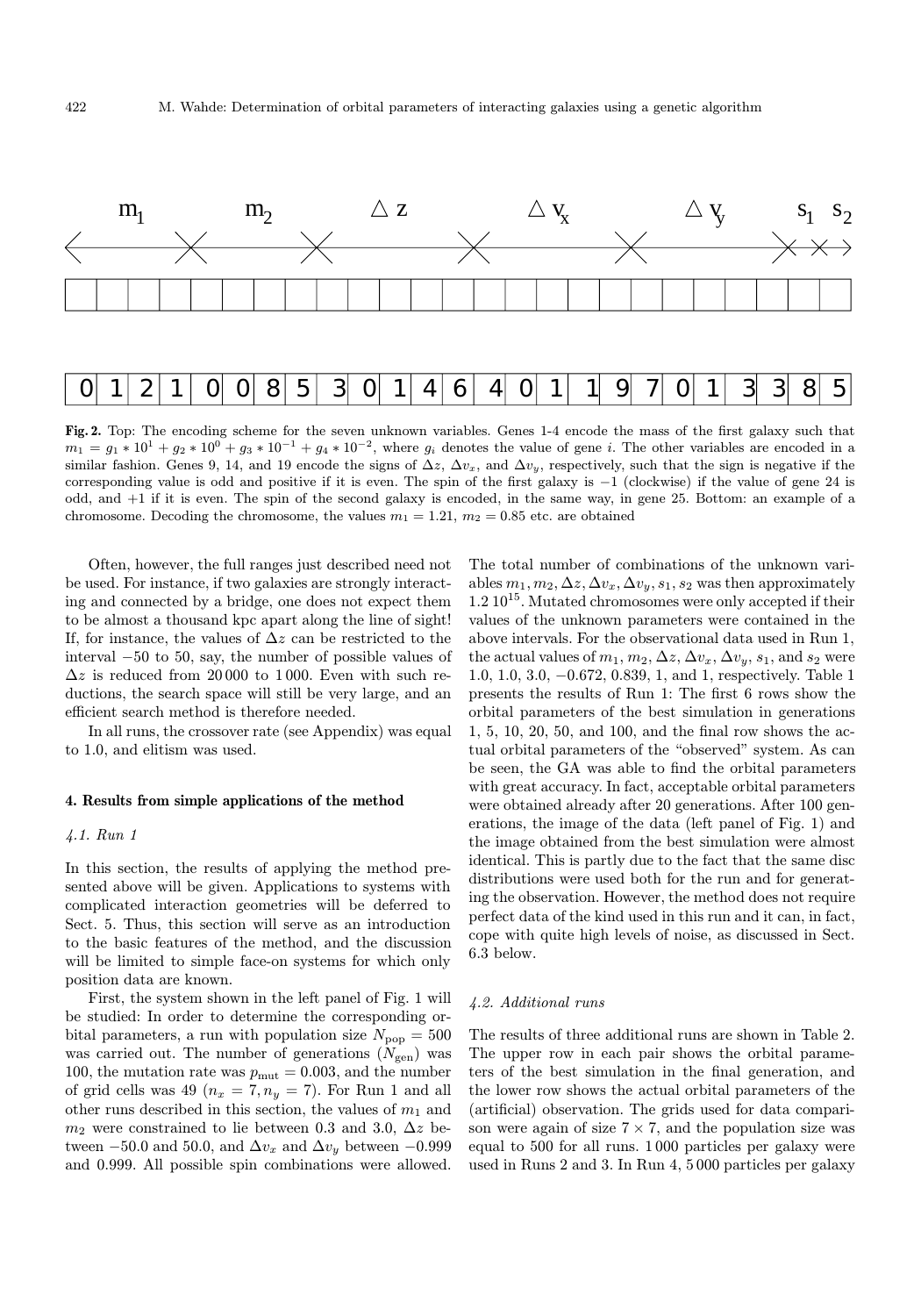Fig. 2. Top: The encoding scheme for the seven unknown variables. Genes 1-4 encode the mass of the first galaxy such that $m_1 = g_1 * 10^1 + g_2 * 10^0 + g_3 * 10^{-1} + g_4 * 10^{-2}$, where $g_i$ denotes the value of gene $i$. The other variables are encoded in a similar fashion. Genes 9, 14, and 19 encode the signs of $\Delta z$, $\Delta v_x$, and $\Delta v_y$, respectively, such that the sign is negative if the corresponding value is odd and positive if it is even. The spin of the first galaxy is $-1$ (clockwise) if the value of gene 24 is odd, and $+1$ if it is even. The spin of the second galaxy is encoded, in the same way, in gene 25. Bottom: an example of a chromosome. Decoding the chromosome, the values $m_1 = 1.21$, $m_2 = 0.85$ etc. are obtained

Often, however, the full ranges just described need not be used. For instance, if two galaxies are strongly interacting and connected by a bridge, one does not expect them to be almost a thousand kpc apart along the line of sight! If, for instance, the values of $\Delta z$ can be restricted to the interval $-50$ to 50, say, the number of possible values of $\Delta z$ is reduced from 20 000 to 1 000. Even with such reductions, the search space will still be very large, and an efficient search method is therefore needed.

In all runs, the crossover rate (see Appendix) was equal to 1.0, and elitism was used.

## 4. Results from simple applications of the method

### 4.1. Run 1

In this section, the results of applying the method presented above will be given. Applications to systems with complicated interaction geometries will be deferred to Sect. 5. Thus, this section will serve as an introduction to the basic features of the method, and the discussion will be limited to simple face-on systems for which only position data are known.

First, the system shown in the left panel of Fig. 1 will be studied: In order to determine the corresponding orbital parameters, a run with population size $N_{\rm pop} = 500$ was carried out. The number of generations ($N_{\rm gen}$) was 100, the mutation rate was $p_{\rm mut} = 0.003$, and the number of grid cells was 49 ($n_x = 7, n_y = 7$). For Run 1 and all other runs described in this section, the values of $m_1$ and $m_2$ were constrained to lie between 0.3 and 3.0, $\Delta z$ between $-50.0$ and 50.0, and $\Delta v_x$ and $\Delta v_y$ between $-0.999$ and 0.999. All possible spin combinations were allowed. The total number of combinations of the unknown variables $m_1, m_2, \Delta z, \Delta v_x, \Delta v_y, s_1, s_2$ was then approximately $1.2\ 10^{15}$. Mutated chromosomes were only accepted if their values of the unknown parameters were contained in the above intervals. For the observational data used in Run 1, the actual values of $m_1$, $m_2$, $\Delta z$, $\Delta v_x$, $\Delta v_y$, $s_1$, and $s_2$ were 1.0, 1.0, 3.0, $-0.672$, 0.839, 1, and 1, respectively. Table 1 presents the results of Run 1: The first 6 rows show the orbital parameters of the best simulation in generations 1, 5, 10, 20, 50, and 100, and the final row shows the actual orbital parameters of the "observed" system. As can be seen, the GA was able to find the orbital parameters with great accuracy. In fact, acceptable orbital parameters were obtained already after 20 generations. After 100 generations, the image of the data (left panel of Fig. 1) and the image obtained from the best simulation were almost identical. This is partly due to the fact that the same disc distributions were used both for the run and for generating the observation. However, the method does not require perfect data of the kind used in this run and it can, in fact, cope with quite high levels of noise, as discussed in Sect. 6.3 below.

### 4.2. Additional runs

The results of three additional runs are shown in Table 2. The upper row in each pair shows the orbital parameters of the best simulation in the final generation, and the lower row shows the actual orbital parameters of the (artificial) observation. The grids used for data comparison were again of size $7 \times 7$, and the population size was equal to 500 for all runs. 1 000 particles per galaxy were used in Runs 2 and 3. In Run 4, 5 000 particles per galaxy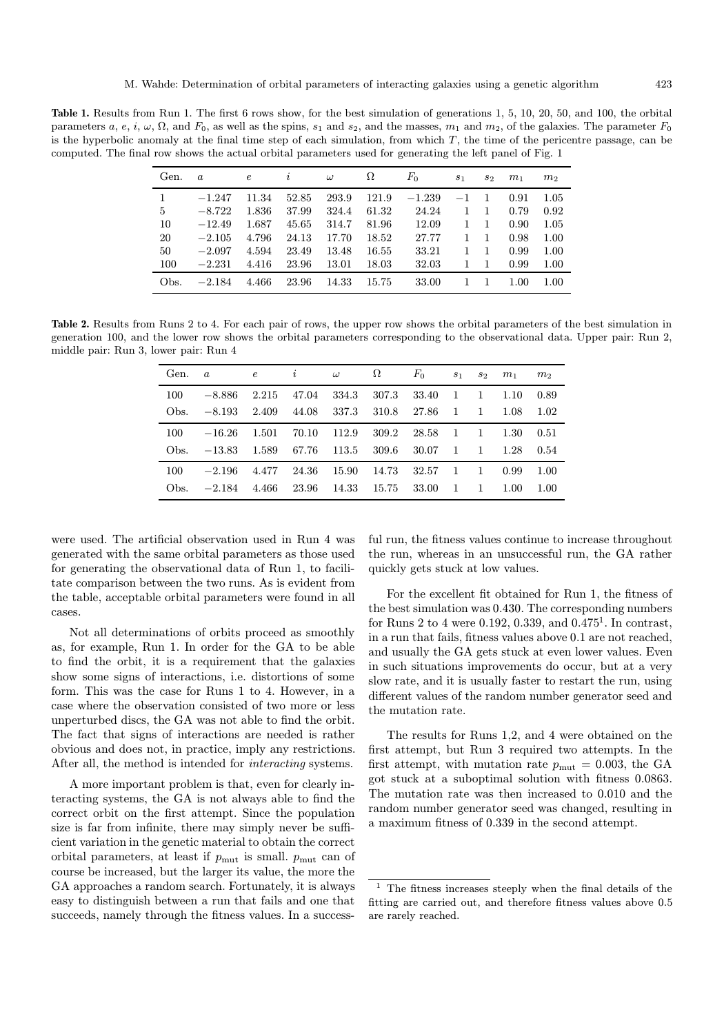**Table 1.** Results from Run 1. The first 6 rows show, for the best simulation of generations 1, 5, 10, 20, 50, and 100, the orbital parameters $a$, $e$, $i$, $\omega$, $\Omega$, and $F_0$, as well as the spins, $s_1$ and $s_2$, and the masses, $m_1$ and $m_2$, of the galaxies. The parameter $F_0$ is the hyperbolic anomaly at the final time step of each simulation, from which $T$, the time of the pericentre passage, can be computed. The final row shows the actual orbital parameters used for generating the left panel of Fig. 1

| Gen. | $a$ | $e$ | $i$ | $\omega$ | $\Omega$ | $F_0$ | $s_1$ | $s_2$ | $m_1$ | $m_2$ |
|---|---|---|---|---|---|---|---|---|---|---|
| 1 | −1.247 | 11.34 | 52.85 | 293.9 | 121.9 | −1.239 | −1 | 1 | 0.91 | 1.05 |
| 5 | −8.722 | 1.836 | 37.99 | 324.4 | 61.32 | 24.24 | 1 | 1 | 0.79 | 0.92 |
| 10 | −12.49 | 1.687 | 45.65 | 314.7 | 81.96 | 12.09 | 1 | 1 | 0.90 | 1.05 |
| 20 | −2.105 | 4.796 | 24.13 | 17.70 | 18.52 | 27.77 | 1 | 1 | 0.98 | 1.00 |
| 50 | −2.097 | 4.594 | 23.49 | 13.48 | 16.55 | 33.21 | 1 | 1 | 0.99 | 1.00 |
| 100 | −2.231 | 4.416 | 23.96 | 13.01 | 18.03 | 32.03 | 1 | 1 | 0.99 | 1.00 |
| Obs. | −2.184 | 4.466 | 23.96 | 14.33 | 15.75 | 33.00 | 1 | 1 | 1.00 | 1.00 |

**Table 2.** Results from Runs 2 to 4. For each pair of rows, the upper row shows the orbital parameters of the best simulation in generation 100, and the lower row shows the orbital parameters corresponding to the observational data. Upper pair: Run 2, middle pair: Run 3, lower pair: Run 4

| Gen. | $a$ | $e$ | $i$ | $\omega$ | $\Omega$ | $F_0$ | $s_1$ | $s_2$ | $m_1$ | $m_2$ |
|---|---|---|---|---|---|---|---|---|---|---|
| 100 | −8.886 | 2.215 | 47.04 | 334.3 | 307.3 | 33.40 | 1 | 1 | 1.10 | 0.89 |
| Obs. | −8.193 | 2.409 | 44.08 | 337.3 | 310.8 | 27.86 | 1 | 1 | 1.08 | 1.02 |
| 100 | −16.26 | 1.501 | 70.10 | 112.9 | 309.2 | 28.58 | 1 | 1 | 1.30 | 0.51 |
| Obs. | −13.83 | 1.589 | 67.76 | 113.5 | 309.6 | 30.07 | 1 | 1 | 1.28 | 0.54 |
| 100 | −2.196 | 4.477 | 24.36 | 15.90 | 14.73 | 32.57 | 1 | 1 | 0.99 | 1.00 |
| Obs. | −2.184 | 4.466 | 23.96 | 14.33 | 15.75 | 33.00 | 1 | 1 | 1.00 | 1.00 |

were used. The artificial observation used in Run 4 was generated with the same orbital parameters as those used for generating the observational data of Run 1, to facilitate comparison between the two runs. As is evident from the table, acceptable orbital parameters were found in all cases.

Not all determinations of orbits proceed as smoothly as, for example, Run 1. In order for the GA to be able to find the orbit, it is a requirement that the galaxies show some signs of interactions, i.e. distortions of some form. This was the case for Runs 1 to 4. However, in a case where the observation consisted of two more or less unperturbed discs, the GA was not able to find the orbit. The fact that signs of interactions are needed is rather obvious and does not, in practice, imply any restrictions. After all, the method is intended for *interacting* systems.

A more important problem is that, even for clearly interacting systems, the GA is not always able to find the correct orbit on the first attempt. Since the population size is far from infinite, there may simply never be sufficient variation in the genetic material to obtain the correct orbital parameters, at least if $p_{\mathrm{mut}}$ is small. $p_{\mathrm{mut}}$ can of course be increased, but the larger its value, the more the GA approaches a random search. Fortunately, it is always easy to distinguish between a run that fails and one that succeeds, namely through the fitness values. In a successful run, the fitness values continue to increase throughout the run, whereas in an unsuccessful run, the GA rather quickly gets stuck at low values.

For the excellent fit obtained for Run 1, the fitness of the best simulation was 0.430. The corresponding numbers for Runs 2 to 4 were 0.192, 0.339, and 0.475[1]. In contrast, in a run that fails, fitness values above 0.1 are not reached, and usually the GA gets stuck at even lower values. Even in such situations improvements do occur, but at a very slow rate, and it is usually faster to restart the run, using different values of the random number generator seed and the mutation rate.

The results for Runs 1,2, and 4 were obtained on the first attempt, but Run 3 required two attempts. In the first attempt, with mutation rate $p_{\mathrm{mut}} = 0.003$, the GA got stuck at a suboptimal solution with fitness 0.0863. The mutation rate was then increased to 0.010 and the random number generator seed was changed, resulting in a maximum fitness of 0.339 in the second attempt.

[1] The fitness increases steeply when the final details of the fitting are carried out, and therefore fitness values above 0.5 are rarely reached.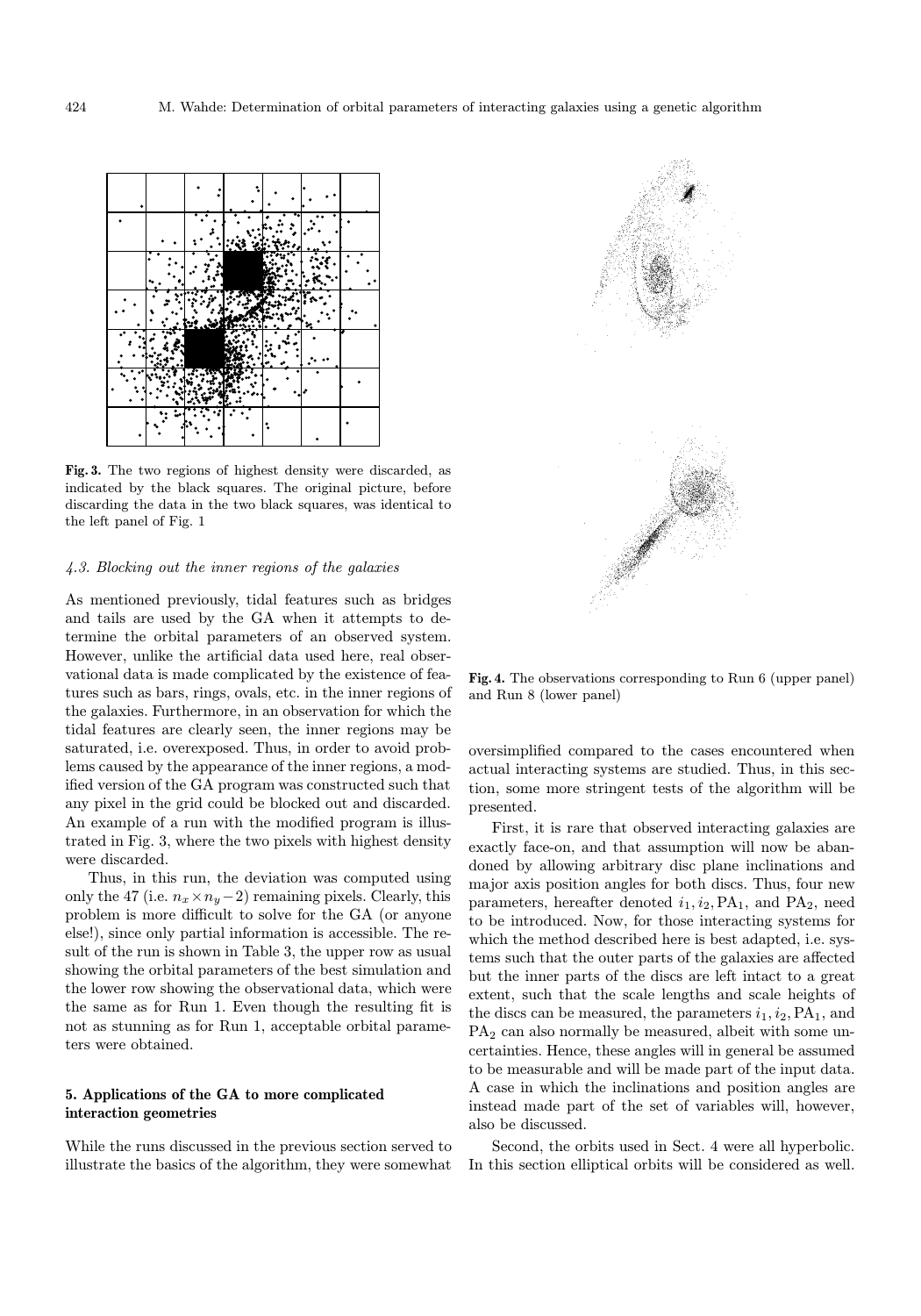**Fig. 3.** The two regions of highest density were discarded, as indicated by the black squares. The original picture, before discarding the data in the two black squares, was identical to the left panel of Fig. 1

#### *4.3. Blocking out the inner regions of the galaxies*

As mentioned previously, tidal features such as bridges and tails are used by the GA when it attempts to determine the orbital parameters of an observed system. However, unlike the artificial data used here, real observational data is made complicated by the existence of features such as bars, rings, ovals, etc. in the inner regions of the galaxies. Furthermore, in an observation for which the tidal features are clearly seen, the inner regions may be saturated, i.e. overexposed. Thus, in order to avoid problems caused by the appearance of the inner regions, a modified version of the GA program was constructed such that any pixel in the grid could be blocked out and discarded. An example of a run with the modified program is illustrated in Fig. 3, where the two pixels with highest density were discarded.

Thus, in this run, the deviation was computed using only the 47 (i.e. $n_x \times n_y - 2$) remaining pixels. Clearly, this problem is more difficult to solve for the GA (or anyone else!), since only partial information is accessible. The result of the run is shown in Table 3, the upper row as usual showing the orbital parameters of the best simulation and the lower row showing the observational data, which were the same as for Run 1. Even though the resulting fit is not as stunning as for Run 1, acceptable orbital parameters were obtained.

## 5. Applications of the GA to more complicated interaction geometries

While the runs discussed in the previous section served to illustrate the basics of the algorithm, they were somewhat oversimplified compared to the cases encountered when actual interacting systems are studied. Thus, in this section, some more stringent tests of the algorithm will be presented.

**Fig. 4.** The observations corresponding to Run 6 (upper panel) and Run 8 (lower panel)

First, it is rare that observed interacting galaxies are exactly face-on, and that assumption will now be abandoned by allowing arbitrary disc plane inclinations and major axis position angles for both discs. Thus, four new parameters, hereafter denoted $i_1, i_2, \mathrm{PA}_1$, and $\mathrm{PA}_2$, need to be introduced. Now, for those interacting systems for which the method described here is best adapted, i.e. systems such that the outer parts of the galaxies are affected but the inner parts of the discs are left intact to a great extent, such that the scale lengths and scale heights of the discs can be measured, the parameters $i_1, i_2, \mathrm{PA}_1$, and $\mathrm{PA}_2$ can also normally be measured, albeit with some uncertainties. Hence, these angles will in general be assumed to be measurable and will be made part of the input data. A case in which the inclinations and position angles are instead made part of the set of variables will, however, also be discussed.

Second, the orbits used in Sect. 4 were all hyperbolic. In this section elliptical orbits will be considered as well.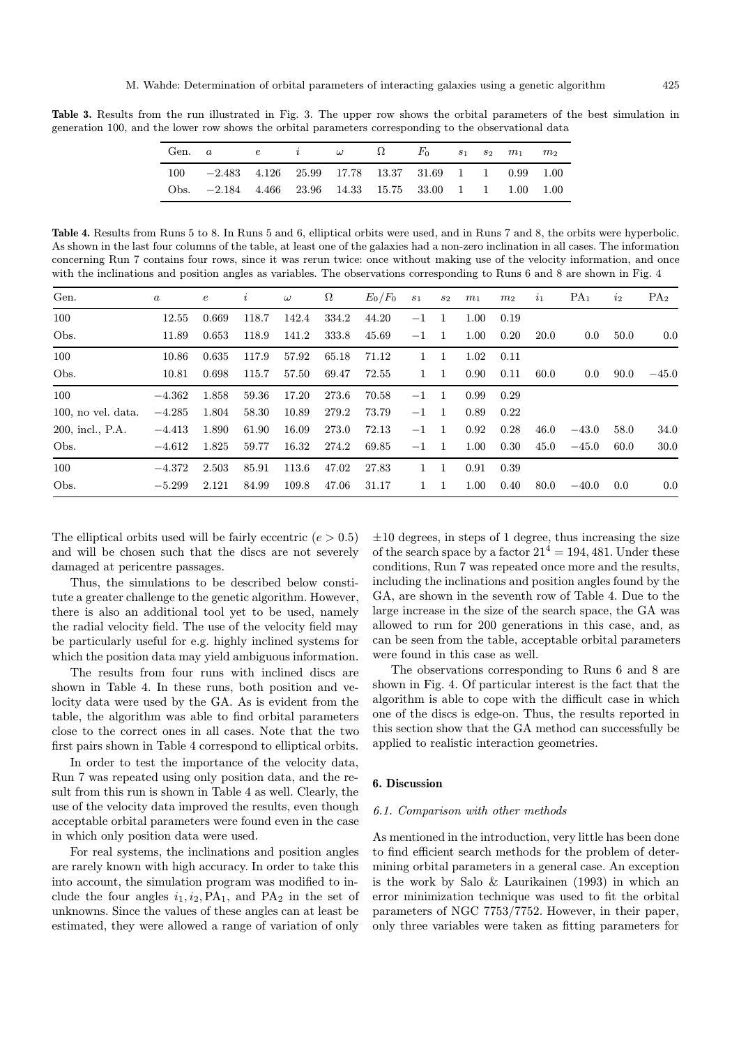**Table 3.** Results from the run illustrated in Fig. 3. The upper row shows the orbital parameters of the best simulation in generation 100, and the lower row shows the orbital parameters corresponding to the observational data

| Gen. | $a$ | $e$ | $i$ | $\omega$ | $\Omega$ | $F_0$ | $s_1$ | $s_2$ | $m_1$ | $m_2$ |
|---|---|---|---|---|---|---|---|---|---|---|
| 100 | −2.483 | 4.126 | 25.99 | 17.78 | 13.37 | 31.69 | 1 | 1 | 0.99 | 1.00 |
| Obs. | −2.184 | 4.466 | 23.96 | 14.33 | 15.75 | 33.00 | 1 | 1 | 1.00 | 1.00 |

**Table 4.** Results from Runs 5 to 8. In Runs 5 and 6, elliptical orbits were used, and in Runs 7 and 8, the orbits were hyperbolic. As shown in the last four columns of the table, at least one of the galaxies had a non-zero inclination in all cases. The information concerning Run 7 contains four rows, since it was rerun twice: once without making use of the velocity information, and once with the inclinations and position angles as variables. The observations corresponding to Runs 6 and 8 are shown in Fig. 4

| Gen. | $a$ | $e$ | $i$ | $\omega$ | $\Omega$ | $E_0/F_0$ | $s_1$ | $s_2$ | $m_1$ | $m_2$ | $i_1$ | $\mathrm{PA}_1$ | $i_2$ | $\mathrm{PA}_2$ |
|---|---|---|---|---|---|---|---|---|---|---|---|---|---|---|
| 100 | 12.55 | 0.669 | 118.7 | 142.4 | 334.2 | 44.20 | −1 | 1 | 1.00 | 0.19 | | | | |
| Obs. | 11.89 | 0.653 | 118.9 | 141.2 | 333.8 | 45.69 | −1 | 1 | 1.00 | 0.20 | 20.0 | 0.0 | 50.0 | 0.0 |
| 100 | 10.86 | 0.635 | 117.9 | 57.92 | 65.18 | 71.12 | 1 | 1 | 1.02 | 0.11 | | | | |
| Obs. | 10.81 | 0.698 | 115.7 | 57.50 | 69.47 | 72.55 | 1 | 1 | 0.90 | 0.11 | 60.0 | 0.0 | 90.0 | −45.0 |
| 100 | −4.362 | 1.858 | 59.36 | 17.20 | 273.6 | 70.58 | −1 | 1 | 0.99 | 0.29 | | | | |
| 100, no vel. data. | −4.285 | 1.804 | 58.30 | 10.89 | 279.2 | 73.79 | −1 | 1 | 0.89 | 0.22 | | | | |
| 200, incl., P.A. | −4.413 | 1.890 | 61.90 | 16.09 | 273.0 | 72.13 | −1 | 1 | 0.92 | 0.28 | 46.0 | −43.0 | 58.0 | 34.0 |
| Obs. | −4.612 | 1.825 | 59.77 | 16.32 | 274.2 | 69.85 | −1 | 1 | 1.00 | 0.30 | 45.0 | −45.0 | 60.0 | 30.0 |
| 100 | −4.372 | 2.503 | 85.91 | 113.6 | 47.02 | 27.83 | 1 | 1 | 0.91 | 0.39 | | | | |
| Obs. | −5.299 | 2.121 | 84.99 | 109.8 | 47.06 | 31.17 | 1 | 1 | 1.00 | 0.40 | 80.0 | −40.0 | 0.0 | 0.0 |

The elliptical orbits used will be fairly eccentric ($e > 0.5$) and will be chosen such that the discs are not severely damaged at pericentre passages.

Thus, the simulations to be described below constitute a greater challenge to the genetic algorithm. However, there is also an additional tool yet to be used, namely the radial velocity field. The use of the velocity field may be particularly useful for e.g. highly inclined systems for which the position data may yield ambiguous information.

The results from four runs with inclined discs are shown in Table 4. In these runs, both position and velocity data were used by the GA. As is evident from the table, the algorithm was able to find orbital parameters close to the correct ones in all cases. Note that the two first pairs shown in Table 4 correspond to elliptical orbits.

In order to test the importance of the velocity data, Run 7 was repeated using only position data, and the result from this run is shown in Table 4 as well. Clearly, the use of the velocity data improved the results, even though acceptable orbital parameters were found even in the case in which only position data were used.

For real systems, the inclinations and position angles are rarely known with high accuracy. In order to take this into account, the simulation program was modified to include the four angles $i_1, i_2, \mathrm{PA}_1$, and $\mathrm{PA}_2$ in the set of unknowns. Since the values of these angles can at least be estimated, they were allowed a range of variation of only $\pm 10$ degrees, in steps of 1 degree, thus increasing the size of the search space by a factor $21^4 = 194,481$. Under these conditions, Run 7 was repeated once more and the results, including the inclinations and position angles found by the GA, are shown in the seventh row of Table 4. Due to the large increase in the size of the search space, the GA was allowed to run for 200 generations in this case, and, as can be seen from the table, acceptable orbital parameters were found in this case as well.

The observations corresponding to Runs 6 and 8 are shown in Fig. 4. Of particular interest is the fact that the algorithm is able to cope with the difficult case in which one of the discs is edge-on. Thus, the results reported in this section show that the GA method can successfully be applied to realistic interaction geometries.

## 6. Discussion

### 6.1. Comparison with other methods

As mentioned in the introduction, very little has been done to find efficient search methods for the problem of determining orbital parameters in a general case. An exception is the work by Salo & Laurikainen (1993) in which an error minimization technique was used to fit the orbital parameters of NGC 7753/7752. However, in their paper, only three variables were taken as fitting parameters for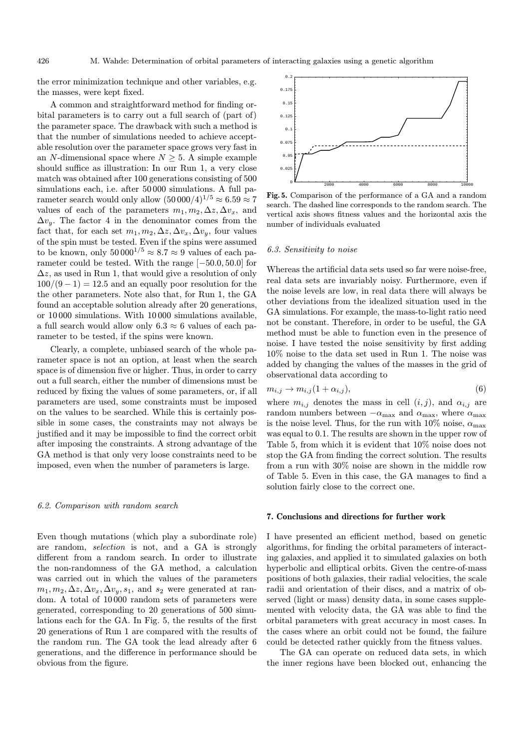the error minimization technique and other variables, e.g. the masses, were kept fixed.

A common and straightforward method for finding orbital parameters is to carry out a full search of (part of) the parameter space. The drawback with such a method is that the number of simulations needed to achieve acceptable resolution over the parameter space grows very fast in an $N$-dimensional space where $N \geq 5$. A simple example should suffice as illustration: In our Run 1, a very close match was obtained after 100 generations consisting of 500 simulations each, i.e. after 50 000 simulations. A full parameter search would only allow $(50\,000/4)^{1/5} \approx 6.59 \approx 7$ values of each of the parameters $m_1, m_2, \Delta z, \Delta v_x$, and $\Delta v_y$. The factor 4 in the denominator comes from the fact that, for each set $m_1, m_2, \Delta z, \Delta v_x, \Delta v_y$, four values of the spin must be tested. Even if the spins were assumed to be known, only $50\,000^{1/5} \approx 8.7 \approx 9$ values of each parameter could be tested. With the range $[-50.0, 50.0]$ for $\Delta z$, as used in Run 1, that would give a resolution of only $100/(9-1) = 12.5$ and an equally poor resolution for the the other parameters. Note also that, for Run 1, the GA found an acceptable solution already after 20 generations, or 10 000 simulations. With 10 000 simulations available, a full search would allow only $6.3 \approx 6$ values of each parameter to be tested, if the spins were known.

Clearly, a complete, unbiased search of the whole parameter space is not an option, at least when the search space is of dimension five or higher. Thus, in order to carry out a full search, either the number of dimensions must be reduced by fixing the values of some parameters, or, if all parameters are used, some constraints must be imposed on the values to be searched. While this is certainly possible in some cases, the constraints may not always be justified and it may be impossible to find the correct orbit after imposing the constraints. A strong advantage of the GA method is that only very loose constraints need to be imposed, even when the number of parameters is large.

### 6.2. Comparison with random search

Even though mutations (which play a subordinate role) are random, *selection* is not, and a GA is strongly different from a random search. In order to illustrate the non-randomness of the GA method, a calculation was carried out in which the values of the parameters $m_1, m_2, \Delta z, \Delta v_x, \Delta v_y, s_1$, and $s_2$ were generated at random. A total of 10 000 random sets of parameters were generated, corresponding to 20 generations of 500 simulations each for the GA. In Fig. 5, the results of the first 20 generations of Run 1 are compared with the results of the random run. The GA took the lead already after 6 generations, and the difference in performance should be obvious from the figure.

**Fig. 5.** Comparison of the performance of a GA and a random search. The dashed line corresponds to the random search. The vertical axis shows fitness values and the horizontal axis the number of individuals evaluated

### 6.3. Sensitivity to noise

Whereas the artificial data sets used so far were noise-free, real data sets are invariably noisy. Furthermore, even if the noise levels are low, in real data there will always be other deviations from the idealized situation used in the GA simulations. For example, the mass-to-light ratio need not be constant. Therefore, in order to be useful, the GA method must be able to function even in the presence of noise. I have tested the noise sensitivity by first adding 10% noise to the data set used in Run 1. The noise was added by changing the values of the masses in the grid of observational data according to

$$m_{i,j} \rightarrow m_{i,j}(1 + \alpha_{i,j}), \tag{6}$$

where $m_{i,j}$ denotes the mass in cell $(i, j)$, and $\alpha_{i,j}$ are random numbers between $-\alpha_{\max}$ and $\alpha_{\max}$, where $\alpha_{\max}$ is the noise level. Thus, for the run with 10% noise, $\alpha_{\max}$ was equal to 0.1. The results are shown in the upper row of Table 5, from which it is evident that 10% noise does not stop the GA from finding the correct solution. The results from a run with 30% noise are shown in the middle row of Table 5. Even in this case, the GA manages to find a solution fairly close to the correct one.

## 7. Conclusions and directions for further work

I have presented an efficient method, based on genetic algorithms, for finding the orbital parameters of interacting galaxies, and applied it to simulated galaxies on both hyperbolic and elliptical orbits. Given the centre-of-mass positions of both galaxies, their radial velocities, the scale radii and orientation of their discs, and a matrix of observed (light or mass) density data, in some cases supplemented with velocity data, the GA was able to find the orbital parameters with great accuracy in most cases. In the cases where an orbit could not be found, the failure could be detected rather quickly from the fitness values.

The GA can operate on reduced data sets, in which the inner regions have been blocked out, enhancing the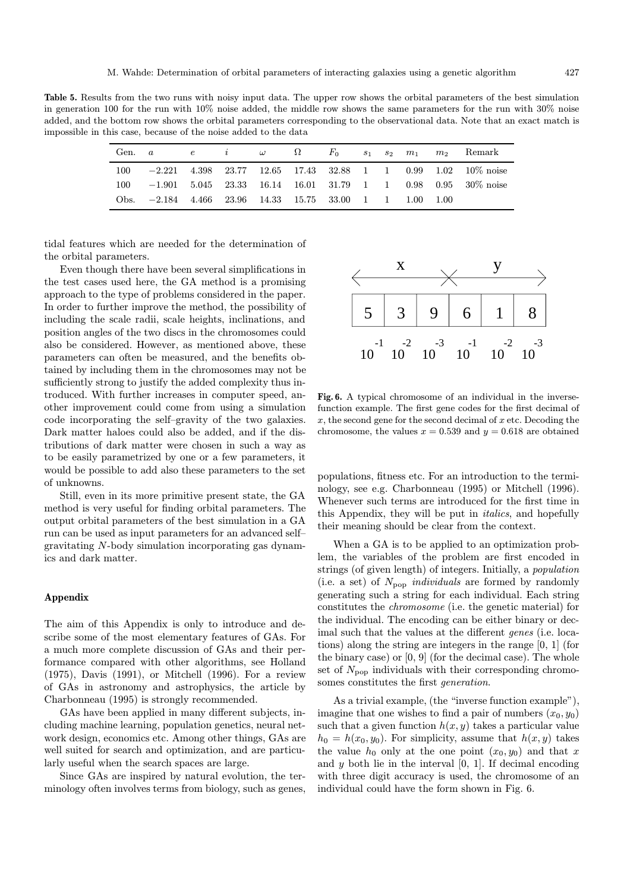**Table 5.** Results from the two runs with noisy input data. The upper row shows the orbital parameters of the best simulation in generation 100 for the run with 10% noise added, the middle row shows the same parameters for the run with 30% noise added, and the bottom row shows the orbital parameters corresponding to the observational data. Note that an exact match is impossible in this case, because of the noise added to the data

| Gen. | $a$ | $e$ | $i$ | $\omega$ | $\Omega$ | $F_0$ | $s_1$ | $s_2$ | $m_1$ | $m_2$ | Remark |
|---|---|---|---|---|---|---|---|---|---|---|---|
| 100 | −2.221 | 4.398 | 23.77 | 12.65 | 17.43 | 32.88 | 1 | 1 | 0.99 | 1.02 | 10% noise |
| 100 | −1.901 | 5.045 | 23.33 | 16.14 | 16.01 | 31.79 | 1 | 1 | 0.98 | 0.95 | 30% noise |
| Obs. | −2.184 | 4.466 | 23.96 | 14.33 | 15.75 | 33.00 | 1 | 1 | 1.00 | 1.00 | |

tidal features which are needed for the determination of the orbital parameters.

Even though there have been several simplifications in the test cases used here, the GA method is a promising approach to the type of problems considered in the paper. In order to further improve the method, the possibility of including the scale radii, scale heights, inclinations, and position angles of the two discs in the chromosomes could also be considered. However, as mentioned above, these parameters can often be measured, and the benefits obtained by including them in the chromosomes may not be sufficiently strong to justify the added complexity thus introduced. With further increases in computer speed, another improvement could come from using a simulation code incorporating the self–gravity of the two galaxies. Dark matter haloes could also be added, and if the distributions of dark matter were chosen in such a way as to be easily parametrized by one or a few parameters, it would be possible to add also these parameters to the set of unknowns.

Still, even in its more primitive present state, the GA method is very useful for finding orbital parameters. The output orbital parameters of the best simulation in a GA run can be used as input parameters for an advanced self–gravitating $N$-body simulation incorporating gas dynamics and dark matter.

## Appendix

The aim of this Appendix is only to introduce and describe some of the most elementary features of GAs. For a much more complete discussion of GAs and their performance compared with other algorithms, see Holland (1975), Davis (1991), or Mitchell (1996). For a review of GAs in astronomy and astrophysics, the article by Charbonneau (1995) is strongly recommended.

GAs have been applied in many different subjects, including machine learning, population genetics, neural network design, economics etc. Among other things, GAs are well suited for search and optimization, and are particularly useful when the search spaces are large.

Since GAs are inspired by natural evolution, the terminology often involves terms from biology, such as genes, populations, fitness etc. For an introduction to the terminology, see e.g. Charbonneau (1995) or Mitchell (1996). Whenever such terms are introduced for the first time in this Appendix, they will be put in *italics*, and hopefully their meaning should be clear from the context.

x | y

| 5 | 3 | 9 | 6 | 1 | 8 |
|---|---|---|---|---|---|
| $10^{-1}$ | $10^{-2}$ | $10^{-3}$ | $10^{-1}$ | $10^{-2}$ | $10^{-3}$ |

**Fig. 6.** A typical chromosome of an individual in the inverse-function example. The first gene codes for the first decimal of $x$, the second gene for the second decimal of $x$ etc. Decoding the chromosome, the values $x = 0.539$ and $y = 0.618$ are obtained

When a GA is to be applied to an optimization problem, the variables of the problem are first encoded in strings (of given length) of integers. Initially, a *population* (i.e. a set) of $N_{\rm pop}$ *individuals* are formed by randomly generating such a string for each individual. Each string constitutes the *chromosome* (i.e. the genetic material) for the individual. The encoding can be either binary or decimal such that the values at the different *genes* (i.e. locations) along the string are integers in the range [0, 1] (for the binary case) or [0, 9] (for the decimal case). The whole set of $N_{\rm pop}$ individuals with their corresponding chromosomes constitutes the first *generation*.

As a trivial example, (the "inverse function example"), imagine that one wishes to find a pair of numbers $(x_0, y_0)$ such that a given function $h(x, y)$ takes a particular value $h_0 = h(x_0, y_0)$. For simplicity, assume that $h(x, y)$ takes the value $h_0$ only at the one point $(x_0, y_0)$ and that $x$ and $y$ both lie in the interval [0, 1]. If decimal encoding with three digit accuracy is used, the chromosome of an individual could have the form shown in Fig. 6.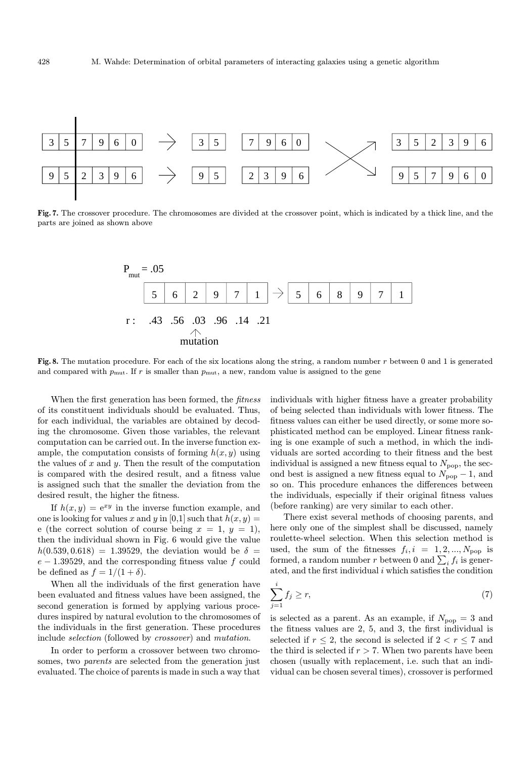| 3 | 5 | 7 | 9 | 6 | 0 |
|---|---|---|---|---|---|
| 9 | 5 | 2 | 3 | 9 | 6 |

→

| 3 | 5 |   | 7 | 9 | 6 | 0 |
|---|---|---|---|---|---|---|
| 9 | 5 |   | 2 | 3 | 9 | 6 |

→

| 3 | 5 | 2 | 3 | 9 | 6 |
|---|---|---|---|---|---|
| 9 | 5 | 7 | 9 | 6 | 0 |

**Fig. 7.** The crossover procedure. The chromosomes are divided at the crossover point, which is indicated by a thick line, and the parts are joined as shown above

$P_{mut} = .05$

| 5 | 6 | 2 | 9 | 7 | 1 |
|---|---|---|---|---|---|

→

| 5 | 6 | 8 | 9 | 7 | 1 |
|---|---|---|---|---|---|

r : .43 .56 .03 .96 .14 .21

↑ mutation

**Fig. 8.** The mutation procedure. For each of the six locations along the string, a random number $r$ between 0 and 1 is generated and compared with $p_{\mathrm{mut}}$. If $r$ is smaller than $p_{\mathrm{mut}}$, a new, random value is assigned to the gene

When the first generation has been formed, the *fitness* of its constituent individuals should be evaluated. Thus, for each individual, the variables are obtained by decoding the chromosome. Given those variables, the relevant computation can be carried out. In the inverse function example, the computation consists of forming $h(x, y)$ using the values of $x$ and $y$. Then the result of the computation is compared with the desired result, and a fitness value is assigned such that the smaller the deviation from the desired result, the higher the fitness.

If $h(x, y) = e^{xy}$ in the inverse function example, and one is looking for values $x$ and $y$ in [0,1] such that $h(x, y) = e$ (the correct solution of course being $x = 1$, $y = 1$), then the individual shown in Fig. 6 would give the value $h(0.539, 0.618) = 1.39529$, the deviation would be $\delta = e - 1.39529$, and the corresponding fitness value $f$ could be defined as $f = 1/(1 + \delta)$.

When all the individuals of the first generation have been evaluated and fitness values have been assigned, the second generation is formed by applying various procedures inspired by natural evolution to the chromosomes of the individuals in the first generation. These procedures include *selection* (followed by *crossover*) and *mutation*.

In order to perform a crossover between two chromosomes, two *parents* are selected from the generation just evaluated. The choice of parents is made in such a way that individuals with higher fitness have a greater probability of being selected than individuals with lower fitness. The fitness values can either be used directly, or some more sophisticated method can be employed. Linear fitness ranking is one example of such a method, in which the individuals are sorted according to their fitness and the best individual is assigned a new fitness equal to $N_{\mathrm{pop}}$, the second best is assigned a new fitness equal to $N_{\mathrm{pop}} - 1$, and so on. This procedure enhances the differences between the individuals, especially if their original fitness values (before ranking) are very similar to each other.

There exist several methods of choosing parents, and here only one of the simplest shall be discussed, namely roulette-wheel selection. When this selection method is used, the sum of the fitnesses $f_i, i = 1, 2, ..., N_{\mathrm{pop}}$ is formed, a random number $r$ between 0 and $\sum_i f_i$ is generated, and the first individual $i$ which satisfies the condition

$$\sum_{j=1}^{i} f_j \geq r, \tag{7}$$

is selected as a parent. As an example, if $N_{\mathrm{pop}} = 3$ and the fitness values are 2, 5, and 3, the first individual is selected if $r \leq 2$, the second is selected if $2 < r \leq 7$ and the third is selected if $r > 7$. When two parents have been chosen (usually with replacement, i.e. such that an individual can be chosen several times), crossover is performed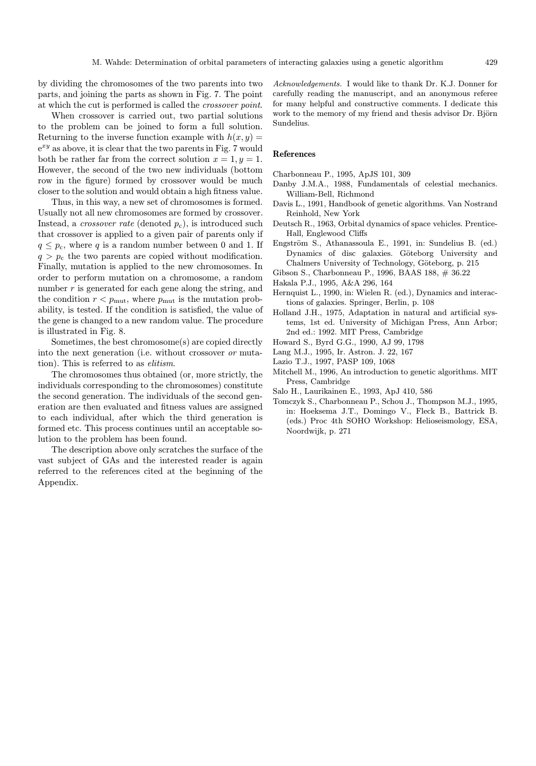by dividing the chromosomes of the two parents into two parts, and joining the parts as shown in Fig. 7. The point at which the cut is performed is called the *crossover point*.

When crossover is carried out, two partial solutions to the problem can be joined to form a full solution. Returning to the inverse function example with $h(x, y) = e^{xy}$ as above, it is clear that the two parents in Fig. 7 would both be rather far from the correct solution $x = 1, y = 1$. However, the second of the two new individuals (bottom row in the figure) formed by crossover would be much closer to the solution and would obtain a high fitness value.

Thus, in this way, a new set of chromosomes is formed. Usually not all new chromosomes are formed by crossover. Instead, a *crossover rate* (denoted $p_c$), is introduced such that crossover is applied to a given pair of parents only if $q \leq p_c$, where $q$ is a random number between 0 and 1. If $q > p_c$ the two parents are copied without modification. Finally, mutation is applied to the new chromosomes. In order to perform mutation on a chromosome, a random number $r$ is generated for each gene along the string, and the condition $r < p_{mut}$, where $p_{mut}$ is the mutation probability, is tested. If the condition is satisfied, the value of the gene is changed to a new random value. The procedure is illustrated in Fig. 8.

Sometimes, the best chromosome(s) are copied directly into the next generation (i.e. without crossover *or* mutation). This is referred to as *elitism*.

The chromosomes thus obtained (or, more strictly, the individuals corresponding to the chromosomes) constitute the second generation. The individuals of the second generation are then evaluated and fitness values are assigned to each individual, after which the third generation is formed etc. This process continues until an acceptable solution to the problem has been found.

The description above only scratches the surface of the vast subject of GAs and the interested reader is again referred to the references cited at the beginning of the Appendix.

*Acknowledgements.* I would like to thank Dr. K.J. Donner for carefully reading the manuscript, and an anonymous referee for many helpful and constructive comments. I dedicate this work to the memory of my friend and thesis advisor Dr. Björn Sundelius.

## References

Charbonneau P., 1995, ApJS 101, 309

Danby J.M.A., 1988, Fundamentals of celestial mechanics. William-Bell, Richmond

Davis L., 1991, Handbook of genetic algorithms. Van Nostrand Reinhold, New York

Deutsch R., 1963, Orbital dynamics of space vehicles. Prentice-Hall, Englewood Cliffs

Engström S., Athanassoula E., 1991, in: Sundelius B. (ed.) Dynamics of disc galaxies. Göteborg University and Chalmers University of Technology, Göteborg, p. 215

Gibson S., Charbonneau P., 1996, BAAS 188, # 36.22

Hakala P.J., 1995, A&A 296, 164

Hernquist L., 1990, in: Wielen R. (ed.), Dynamics and interactions of galaxies. Springer, Berlin, p. 108

Holland J.H., 1975, Adaptation in natural and artificial systems, 1st ed. University of Michigan Press, Ann Arbor; 2nd ed.: 1992. MIT Press, Cambridge

Howard S., Byrd G.G., 1990, AJ 99, 1798

Lang M.J., 1995, Ir. Astron. J. 22, 167

Lazio T.J., 1997, PASP 109, 1068

Mitchell M., 1996, An introduction to genetic algorithms. MIT Press, Cambridge

Salo H., Laurikainen E., 1993, ApJ 410, 586

Tomczyk S., Charbonneau P., Schou J., Thompson M.J., 1995, in: Hoeksema J.T., Domingo V., Fleck B., Battrick B. (eds.) Proc 4th SOHO Workshop: Helioseismology, ESA, Noordwijk, p. 271